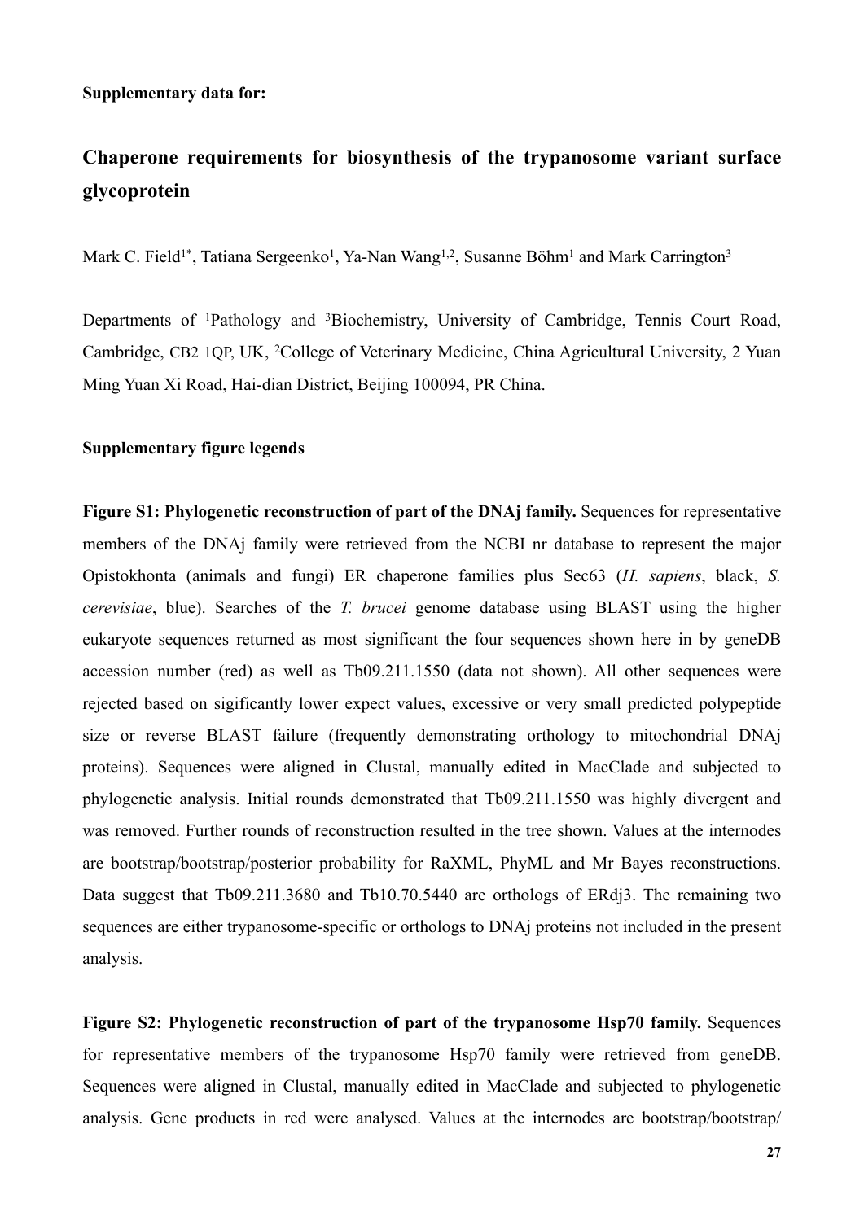**Supplementary data for:**

# Chaperone requirements for biosynthesis of the trypanosome variant surface glycoprotein

Mark C. Field[1*], Tatiana Sergeenko[1], Ya-Nan Wang[1,2], Susanne Böhm[1] and Mark Carrington[3]

Departments of [1]Pathology and [3]Biochemistry, University of Cambridge, Tennis Court Road, Cambridge, CB2 1QP, UK, [2]College of Veterinary Medicine, China Agricultural University, 2 Yuan Ming Yuan Xi Road, Hai-dian District, Beijing 100094, PR China.

**Supplementary figure legends**

**Figure S1: Phylogenetic reconstruction of part of the DNAj family.** Sequences for representative members of the DNAj family were retrieved from the NCBI nr database to represent the major Opistokhonta (animals and fungi) ER chaperone families plus Sec63 (*H. sapiens*, black, *S. cerevisiae*, blue). Searches of the *T. brucei* genome database using BLAST using the higher eukaryote sequences returned as most significant the four sequences shown here in by geneDB accession number (red) as well as Tb09.211.1550 (data not shown). All other sequences were rejected based on sigificantly lower expect values, excessive or very small predicted polypeptide size or reverse BLAST failure (frequently demonstrating orthology to mitochondrial DNAj proteins). Sequences were aligned in Clustal, manually edited in MacClade and subjected to phylogenetic analysis. Initial rounds demonstrated that Tb09.211.1550 was highly divergent and was removed. Further rounds of reconstruction resulted in the tree shown. Values at the internodes are bootstrap/bootstrap/posterior probability for RaXML, PhyML and Mr Bayes reconstructions. Data suggest that Tb09.211.3680 and Tb10.70.5440 are orthologs of ERdj3. The remaining two sequences are either trypanosome-specific or orthologs to DNAj proteins not included in the present analysis.

**Figure S2: Phylogenetic reconstruction of part of the trypanosome Hsp70 family.** Sequences for representative members of the trypanosome Hsp70 family were retrieved from geneDB. Sequences were aligned in Clustal, manually edited in MacClade and subjected to phylogenetic analysis. Gene products in red were analysed. Values at the internodes are bootstrap/bootstrap/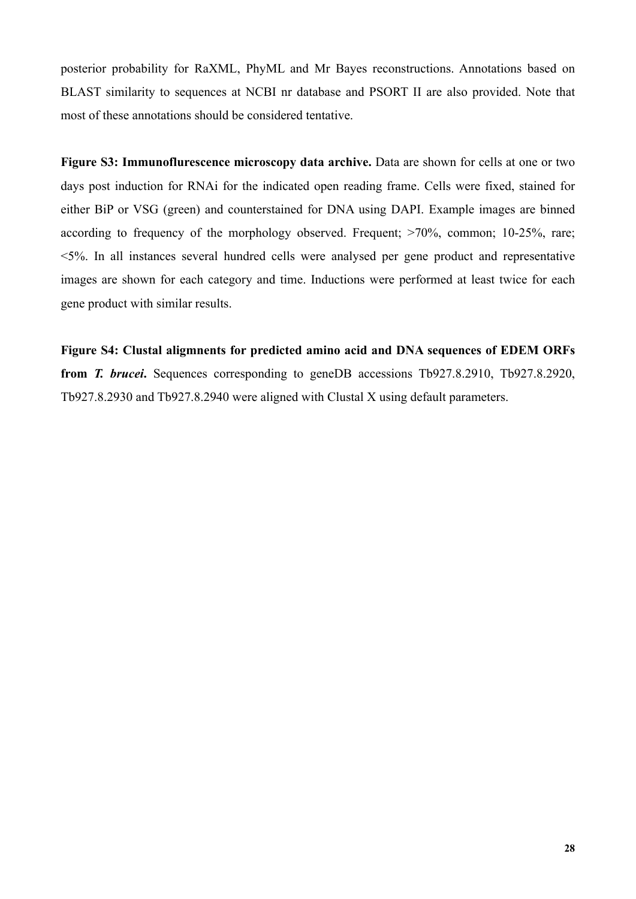posterior probability for RaXML, PhyML and Mr Bayes reconstructions. Annotations based on BLAST similarity to sequences at NCBI nr database and PSORT II are also provided. Note that most of these annotations should be considered tentative.

**Figure S3: Immunoflurescence microscopy data archive.** Data are shown for cells at one or two days post induction for RNAi for the indicated open reading frame. Cells were fixed, stained for either BiP or VSG (green) and counterstained for DNA using DAPI. Example images are binned according to frequency of the morphology observed. Frequent; >70%, common; 10-25%, rare; <5%. In all instances several hundred cells were analysed per gene product and representative images are shown for each category and time. Inductions were performed at least twice for each gene product with similar results.

**Figure S4: Clustal aligmnents for predicted amino acid and DNA sequences of EDEM ORFs from *T. brucei*.** Sequences corresponding to geneDB accessions Tb927.8.2910, Tb927.8.2920, Tb927.8.2930 and Tb927.8.2940 were aligned with Clustal X using default parameters.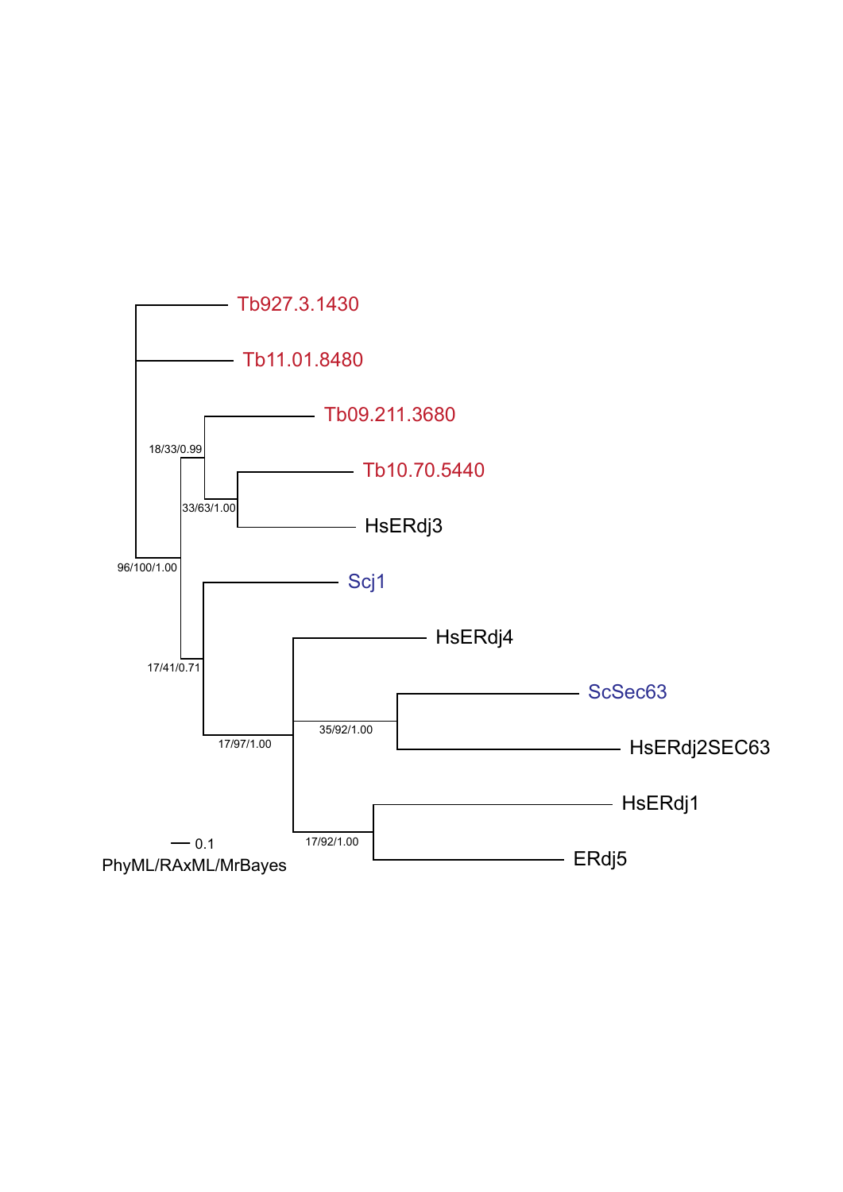Tb927.3.1430

Tb11.01.8480

Tb09.211.3680

Tb10.70.5440

HsERdj3

Scj1

HsERdj4

ScSec63

HsERdj2SEC63

HsERdj1

ERdj5

18/33/0.99

33/63/1.00

96/100/1.00

17/41/0.71

17/97/1.00

35/92/1.00

17/92/1.00

0.1

PhyML/RAxML/MrBayes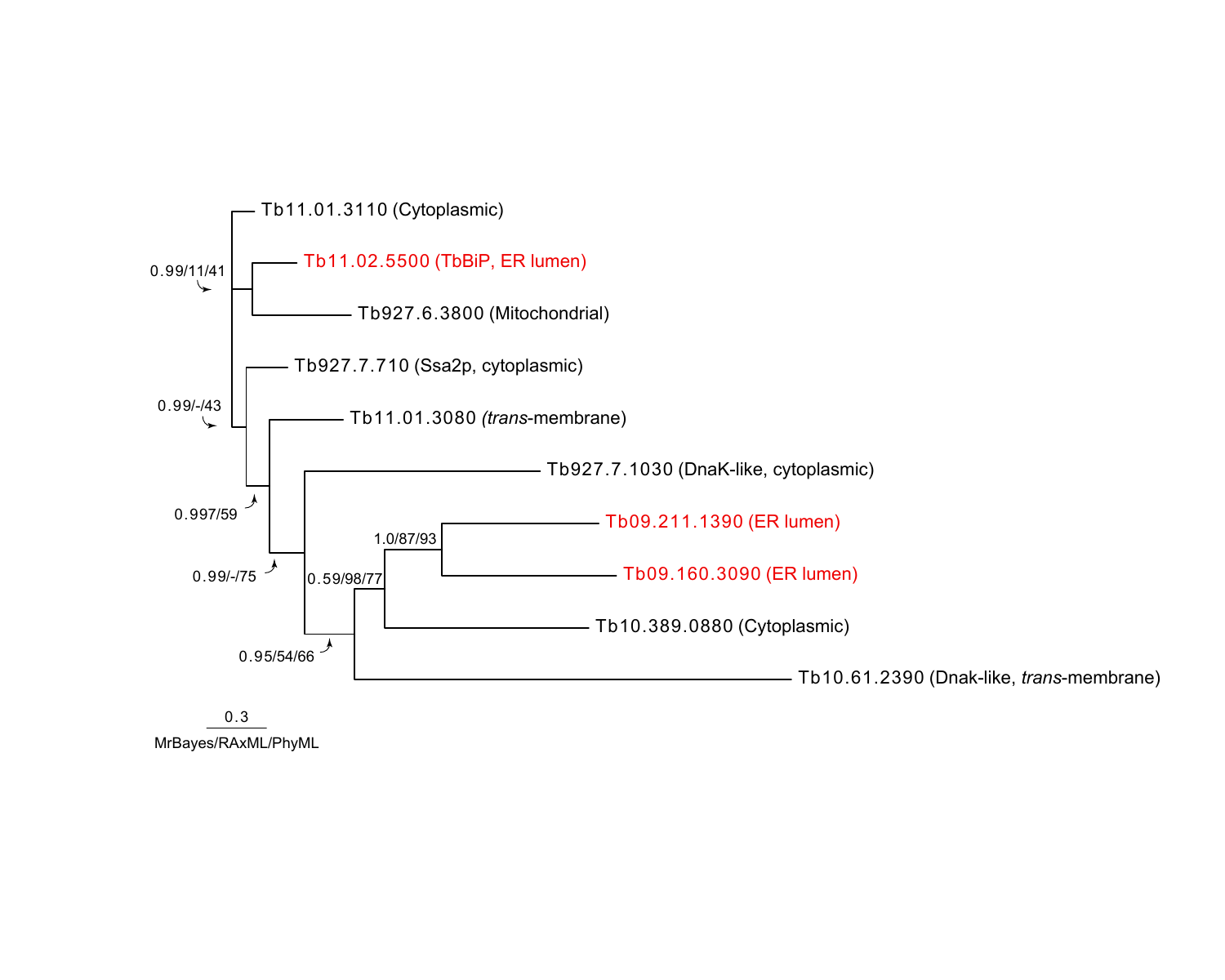Tb11.01.3110 (Cytoplasmic)

Tb11.02.5500 (TbBiP, ER lumen)

Tb927.6.3800 (Mitochondrial)

Tb927.7.710 (Ssa2p, cytoplasmic)

Tb11.01.3080 (*trans*-membrane)

Tb927.7.1030 (DnaK-like, cytoplasmic)

Tb09.211.1390 (ER lumen)

Tb09.160.3090 (ER lumen)

Tb10.389.0880 (Cytoplasmic)

Tb10.61.2390 (Dnak-like, *trans*-membrane)

0.99/11/41

0.99/-/43

0.997/59

0.99/-/75

0.95/54/66

0.59/98/77

1.0/87/93

0.3

MrBayes/RAxML/PhyML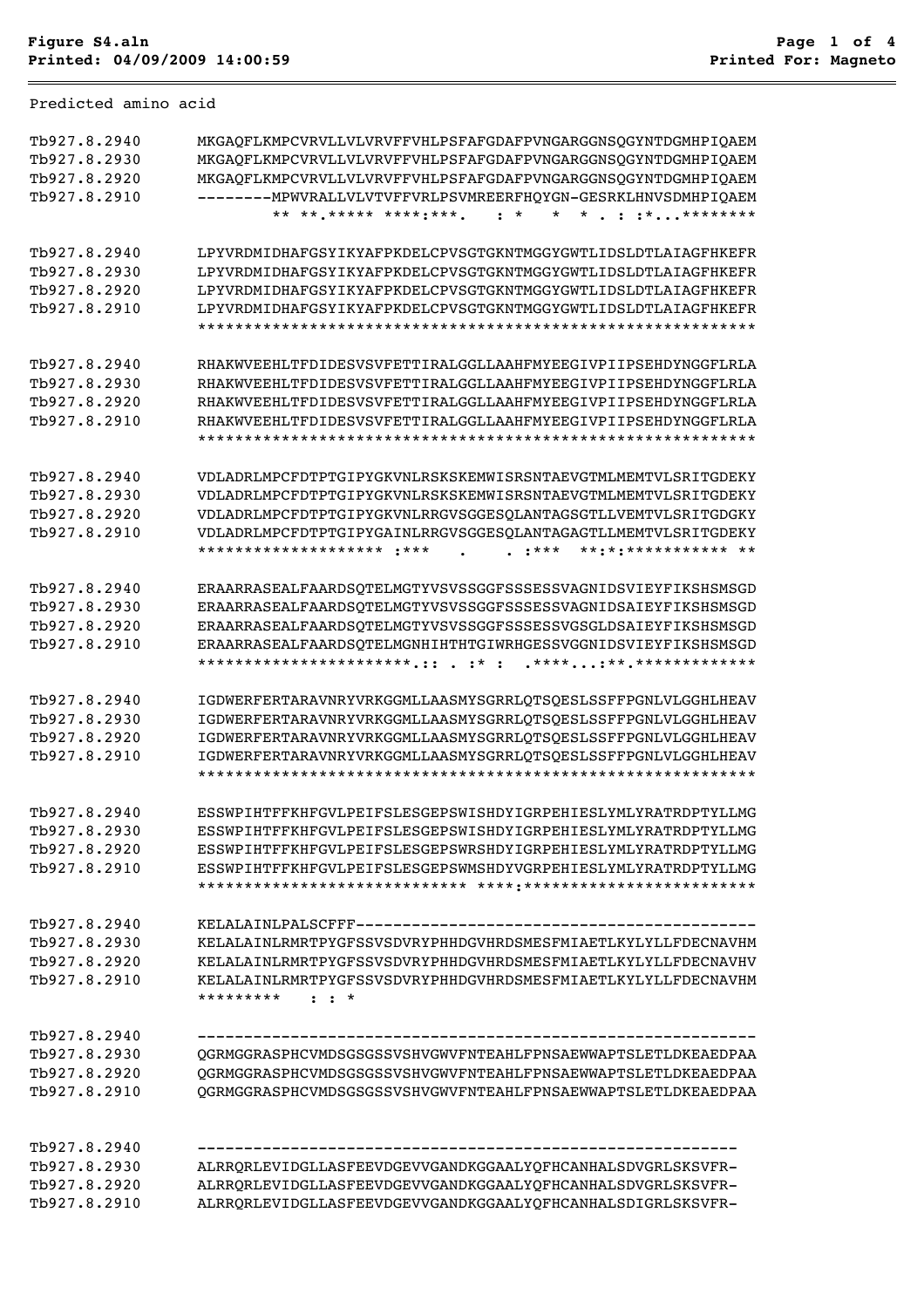Predicted amino acid

```
Tb927.8.2940    MKGAQFLKMPCVRVLLVLVRVFFVHLPSFAFGDAFPVNGARGGNSQGYNTDGMHPIQAEM
Tb927.8.2930    MKGAQFLKMPCVRVLLVLVRVFFVHLPSFAFGDAFPVNGARGGNSQGYNTDGMHPIQAEM
Tb927.8.2920    MKGAQFLKMPCVRVLLVLVRVFFVHLPSFAFGDAFPVNGARGGNSQGYNTDGMHPIQAEM
Tb927.8.2910    --------MPWVRALLVLVTVFFVRLPSVMREERFHQYGN-GESRKLHNVSDMHPIQAEM
                        ** **.***** ****:***.   : *    *  * . : :*...********

Tb927.8.2940    LPYVRDMIDHAFGSYIKYAFPKDELCPVSGTGKNTMGGYGWTLIDSLDTLAIAGFHKEFR
Tb927.8.2930    LPYVRDMIDHAFGSYIKYAFPKDELCPVSGTGKNTMGGYGWTLIDSLDTLAIAGFHKEFR
Tb927.8.2920    LPYVRDMIDHAFGSYIKYAFPKDELCPVSGTGKNTMGGYGWTLIDSLDTLAIAGFHKEFR
Tb927.8.2910    LPYVRDMIDHAFGSYIKYAFPKDELCPVSGTGKNTMGGYGWTLIDSLDTLAIAGFHKEFR
                ************************************************************

Tb927.8.2940    RHAKWVEEHLTFDIDESVSVFETTIRALGGLLAAHFMYEEGIVPIIPSEHDYNGGFLRLA
Tb927.8.2930    RHAKWVEEHLTFDIDESVSVFETTIRALGGLLAAHFMYEEGIVPIIPSEHDYNGGFLRLA
Tb927.8.2920    RHAKWVEEHLTFDIDESVSVFETTIRALGGLLAAHFMYEEGIVPIIPSEHDYNGGFLRLA
Tb927.8.2910    RHAKWVEEHLTFDIDESVSVFETTIRALGGLLAAHFMYEEGIVPIIPSEHDYNGGFLRLA
                ************************************************************

Tb927.8.2940    VDLADRLMPCFDTPTGIPYGKVNLRSKSKEMWISRSNTAEVGTMLMEMTVLSRITGDEKY
Tb927.8.2930    VDLADRLMPCFDTPTGIPYGKVNLRSKSKEMWISRSNTAEVGTMLMEMTVLSRITGDEKY
Tb927.8.2920    VDLADRLMPCFDTPTGIPYGKVNLRRGVSGGESQLANTAGSGTLLVEMTVLSRITGDGKY
Tb927.8.2910    VDLADRLMPCFDTPTGIPYGAINLRRGVSGGESQLANTAGAGTLLMEMTVLSRITGDEKY
                ******************** :***    .     . :***  **:*:*********** **

Tb927.8.2940    ERAARRASEALFAARDSQTELMGTYVSVSSGGFSSSESSVAGNIDSVIEYFIKSHSMSGD
Tb927.8.2930    ERAARRASEALFAARDSQTELMGTYVSVSSGGFSSSESSVAGNIDSAIEYFIKSHSMSGD
Tb927.8.2920    ERAARRASEALFAARDSQTELMGTYVSVSSGGFSSSESSVGSGLDSAIEYFIKSHSMSGD
Tb927.8.2910    ERAARRASEALFAARDSQTELMGNHIHTHTGIWRHGESSVGGNIDSVIEYFIKSHSMSGD
                ***********************.:: . :* :   .****...:**.*************

Tb927.8.2940    IGDWERFERTARAVNRYVRKGGMLLAASMYSGRRLQTSQESLSSFFPGNLVLGGHLHEAV
Tb927.8.2930    IGDWERFERTARAVNRYVRKGGMLLAASMYSGRRLQTSQESLSSFFPGNLVLGGHLHEAV
Tb927.8.2920    IGDWERFERTARAVNRYVRKGGMLLAASMYSGRRLQTSQESLSSFFPGNLVLGGHLHEAV
Tb927.8.2910    IGDWERFERTARAVNRYVRKGGMLLAASMYSGRRLQTSQESLSSFFPGNLVLGGHLHEAV
                ************************************************************

Tb927.8.2940    ESSWPIHTFFKHFGVLPEIFSLESGEPSWISHDYIGRPEHIESLYMLYRATRDPTYLLMG
Tb927.8.2930    ESSWPIHTFFKHFGVLPEIFSLESGEPSWISHDYIGRPEHIESLYMLYRATRDPTYLLMG
Tb927.8.2920    ESSWPIHTFFKHFGVLPEIFSLESGEPSWRSHDYIGRPEHIESLYMLYRATRDPTYLLMG
Tb927.8.2910    ESSWPIHTFFKHFGVLPEIFSLESGEPSWMSHDYVGRPEHIESLYMLYRATRDPTYLLMG
                ***************************** ****:*************************

Tb927.8.2940    KELALAINLPALSCFFF-------------------------------------------
Tb927.8.2930    KELALAINLRMRTPYGFSSVSDVRYPHHDGVHRDSMESFMIAETLKYLYLLFDECNAVHM
Tb927.8.2920    KELALAINLRMRTPYGFSSVSDVRYPHHDGVHRDSMESFMIAETLKYLYLLFDECNAVHV
Tb927.8.2910    KELALAINLRMRTPYGFSSVSDVRYPHHDGVHRDSMESFMIAETLKYLYLLFDECNAVHM
                *********   : : *

Tb927.8.2940    ------------------------------------------------------------
Tb927.8.2930    QGRMGGRASPHCVMDSGSGSSVSHVGWVFNTEAHLFPNSAEWWAPTSLETLDKEAEDPAA
Tb927.8.2920    QGRMGGRASPHCVMDSGSGSSVSHVGWVFNTEAHLFPNSAEWWAPTSLETLDKEAEDPAA
Tb927.8.2910    QGRMGGRASPHCVMDSGSGSSVSHVGWVFNTEAHLFPNSAEWWAPTSLETLDKEAEDPAA

Tb927.8.2940    ---------------------------------------------------------
Tb927.8.2930    ALRRQRLEVIDGLLASFEEVDGEVVGANDKGGAALYQFHCANHALSDVGRLSKSVFR-
Tb927.8.2920    ALRRQRLEVIDGLLASFEEVDGEVVGANDKGGAALYQFHCANHALSDVGRLSKSVFR-
Tb927.8.2910    ALRRQRLEVIDGLLASFEEVDGEVVGANDKGGAALYQFHCANHALSDIGRLSKSVFR-
```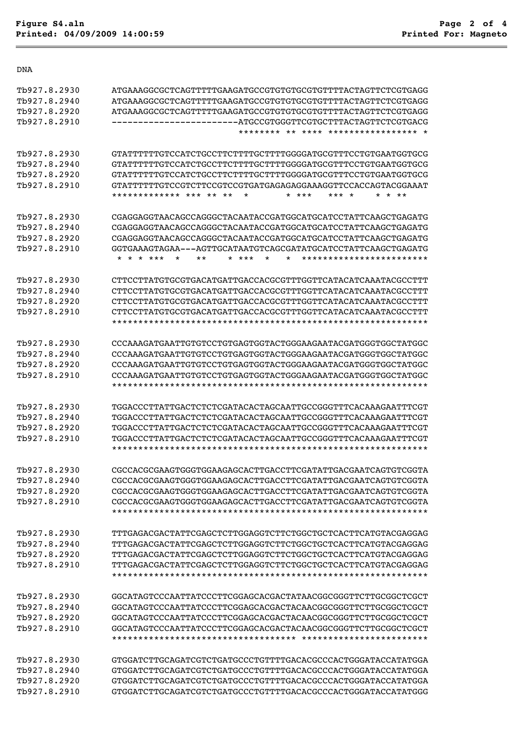DNA

```
Tb927.8.2930    ATGAAAGGCGCTCAGTTTTTGAAGATGCCGTGTGTGCGTGTTTTACTAGTTCTCGTGAGG
Tb927.8.2940    ATGAAAGGCGCTCAGTTTTTGAAGATGCCGTGTGTGCGTGTTTTACTAGTTCTCGTGAGG
Tb927.8.2920    ATGAAAGGCGCTCAGTTTTTGAAGATGCCGTGTGTGCGTGTTTTACTAGTTCTCGTGAGG
Tb927.8.2910    -----------------------ATGCCGTGGGTTCGTGCTTTACTAGTTCTCGTGACG
                                        ******** ** **** ***************** *

Tb927.8.2930    GTATTTTTTGTCCATCTGCCTTCTTTTGCTTTTGGGGATGCGTTTCCTGTGAATGGTGCG
Tb927.8.2940    GTATTTTTTGTCCATCTGCCTTCTTTTGCTTTTGGGGATGCGTTTCCTGTGAATGGTGCG
Tb927.8.2920    GTATTTTTTGTCCATCTGCCTTCTTTTGCTTTTGGGGATGCGTTTCCTGTGAATGGTGCG
Tb927.8.2910    GTATTTTTTGTCCGTCTTCCGTCCGTGATGAGAGAGGAAAGGTTCCACCAGTACGGAAAT
                ************* *** ** **  *         * ***   *** *     * * **

Tb927.8.2930    CGAGGAGGTAACAGCCAGGGCTACAATACCGATGGCATGCATCCTATTCAAGCTGAGATG
Tb927.8.2940    CGAGGAGGTAACAGCCAGGGCTACAATACCGATGGCATGCATCCTATTCAAGCTGAGATG
Tb927.8.2920    CGAGGAGGTAACAGCCAGGGCTACAATACCGATGGCATGCATCCTATTCAAGCTGAGATG
Tb927.8.2910    GGTGAAAGTAGAA---AGTTGCATAATGTCAGCGATATGCATCCTATTCAAGCTGAGATG
                 * * * ***  *     **     * ***   *     *  ***********************

Tb927.8.2930    CTTCCTTATGTGCGTGACATGATTGACCACGCGTTTGGTTCATACATCAAATACGCCTTT
Tb927.8.2940    CTTCCTTATGTGCGTGACATGATTGACCACGCGTTTGGTTCATACATCAAATACGCCTTT
Tb927.8.2920    CTTCCTTATGTGCGTGACATGATTGACCACGCGTTTGGTTCATACATCAAATACGCCTTT
Tb927.8.2910    CTTCCTTATGTGCGTGACATGATTGACCACGCGTTTGGTTCATACATCAAATACGCCTTT
                ************************************************************

Tb927.8.2930    CCCAAAGATGAATTGTGTCCTGTGAGTGGTACTGGGAAGAATACGATGGGTGGCTATGGC
Tb927.8.2940    CCCAAAGATGAATTGTGTCCTGTGAGTGGTACTGGGAAGAATACGATGGGTGGCTATGGC
Tb927.8.2920    CCCAAAGATGAATTGTGTCCTGTGAGTGGTACTGGGAAGAATACGATGGGTGGCTATGGC
Tb927.8.2910    CCCAAAGATGAATTGTGTCCTGTGAGTGGTACTGGGAAGAATACGATGGGTGGCTATGGC
                ************************************************************

Tb927.8.2930    TGGACCCTTATTGACTCTCTCGATACACTAGCAATTGCCGGGTTTCACAAAGAATTTCGT
Tb927.8.2940    TGGACCCTTATTGACTCTCTCGATACACTAGCAATTGCCGGGTTTCACAAAGAATTTCGT
Tb927.8.2920    TGGACCCTTATTGACTCTCTCGATACACTAGCAATTGCCGGGTTTCACAAAGAATTTCGT
Tb927.8.2910    TGGACCCTTATTGACTCTCTCGATACACTAGCAATTGCCGGGTTTCACAAAGAATTTCGT
                ************************************************************

Tb927.8.2930    CGCCACGCGAAGTGGGTGGAAGAGCACTTGACCTTCGATATTGACGAATCAGTGTCGGTA
Tb927.8.2940    CGCCACGCGAAGTGGGTGGAAGAGCACTTGACCTTCGATATTGACGAATCAGTGTCGGTA
Tb927.8.2920    CGCCACGCGAAGTGGGTGGAAGAGCACTTGACCTTCGATATTGACGAATCAGTGTCGGTA
Tb927.8.2910    CGCCACGCGAAGTGGGTGGAAGAGCACTTGACCTTCGATATTGACGAATCAGTGTCGGTA
                ************************************************************

Tb927.8.2930    TTTGAGACGACTATTCGAGCTCTTGGAGGTCTTCTGGCTGCTCACTTCATGTACGAGGAG
Tb927.8.2940    TTTGAGACGACTATTCGAGCTCTTGGAGGTCTTCTGGCTGCTCACTTCATGTACGAGGAG
Tb927.8.2920    TTTGAGACGACTATTCGAGCTCTTGGAGGTCTTCTGGCTGCTCACTTCATGTACGAGGAG
Tb927.8.2910    TTTGAGACGACTATTCGAGCTCTTGGAGGTCTTCTGGCTGCTCACTTCATGTACGAGGAG
                ************************************************************

Tb927.8.2930    GGCATAGTCCCAATTATCCCTTCGGAGCACGACTATAACGGCGGGTTCTTGCGGCTCGCT
Tb927.8.2940    GGCATAGTCCCAATTATCCCTTCGGAGCACGACTACAACGGCGGGTTCTTGCGGCTCGCT
Tb927.8.2920    GGCATAGTCCCAATTATCCCTTCGGAGCACGACTACAACGGCGGGTTCTTGCGGCTCGCT
Tb927.8.2910    GGCATAGTCCCAATTATCCCTTCGGAGCACGACTACAACGGCGGGTTCTTGCGGCTCGCT
                *********************************** ************************

Tb927.8.2930    GTGGATCTTGCAGATCGTCTGATGCCCTGTTTTGACACGCCCACTGGGATACCATATGGA
Tb927.8.2940    GTGGATCTTGCAGATCGTCTGATGCCCTGTTTTGACACGCCCACTGGGATACCATATGGA
Tb927.8.2920    GTGGATCTTGCAGATCGTCTGATGCCCTGTTTTGACACGCCCACTGGGATACCATATGGA
Tb927.8.2910    GTGGATCTTGCAGATCGTCTGATGCCCTGTTTTGACACGCCCACTGGGATACCATATGGG
```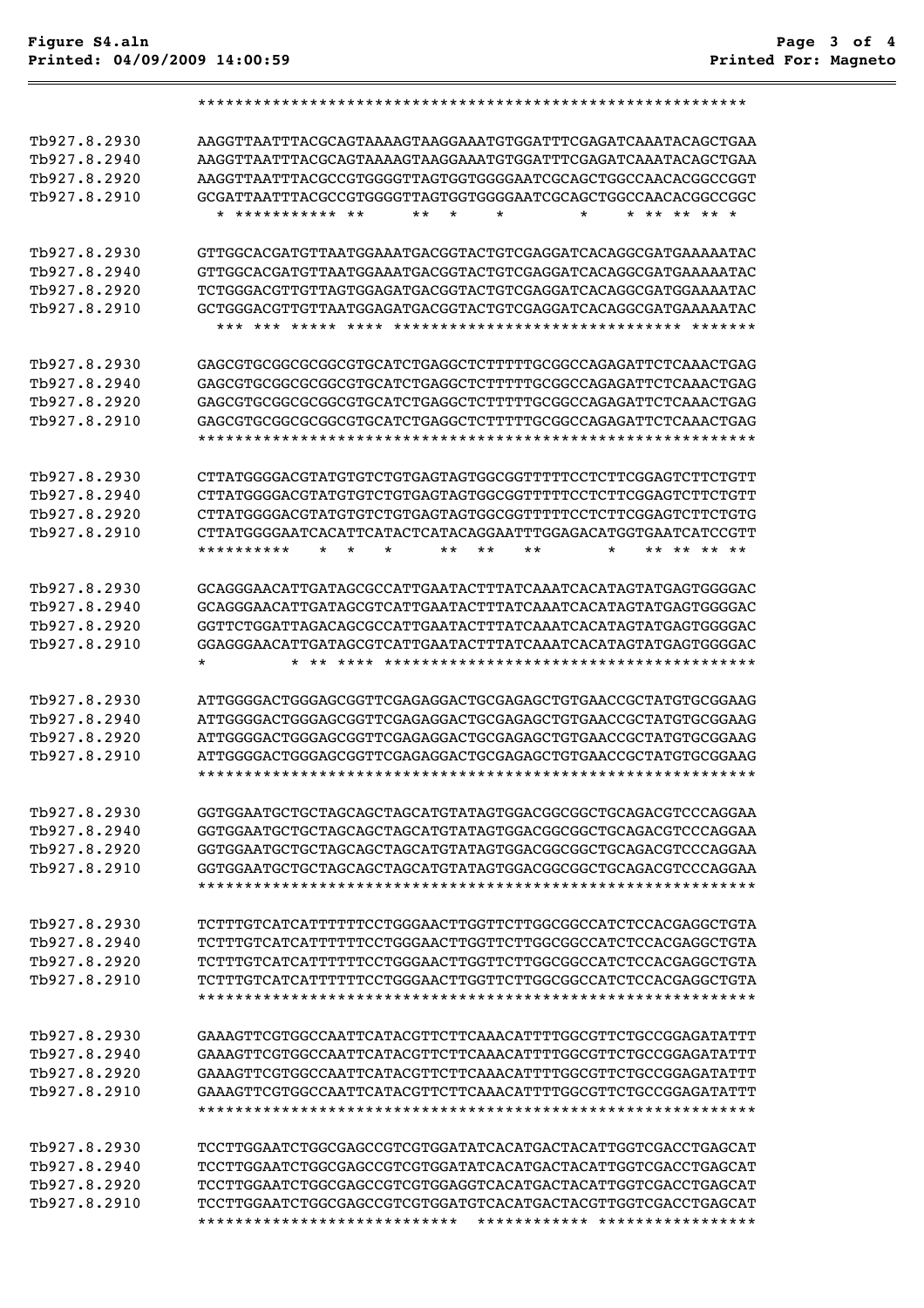```
             ************************************************************

Tb927.8.2930   AAGGTTAATTTACGCAGTAAAAGTAAGGAAATGTGGATTTCGAGATCAAATACAGCTGAA
Tb927.8.2940   AAGGTTAATTTACGCAGTAAAAGTAAGGAAATGTGGATTTCGAGATCAAATACAGCTGAA
Tb927.8.2920   AAGGTTAATTTACGCCGTGGGGTTAGTGGTGGGGAATCGCAGCTGGCCAACACGGCCGGT
Tb927.8.2910   GCGATTAATTTACGCCGTGGGGTTAGTGGTGGGGAATCGCAGCTGGCCAACACGGCCGGC
                 * *********** **      **  *      *         *     * ** ** ** *

Tb927.8.2930   GTTGGCACGATGTTAATGGAAATGACGGTACTGTCGAGGATCACAGGCGATGAAAAATAC
Tb927.8.2940   GTTGGCACGATGTTAATGGAAATGACGGTACTGTCGAGGATCACAGGCGATGAAAAATAC
Tb927.8.2920   TCTGGGACGTTGTTAGTGGAGATGACGGTACTGTCGAGGATCACAGGCGATGGAAAATAC
Tb927.8.2910   GCTGGGACGTTGTTAATGGAGATGACGGTACTGTCGAGGATCACAGGCGATGAAAAATAC
                 *** *** ***** **** ******************************** *******

Tb927.8.2930   GAGCGTGCGGCGCGGCGTGCATCTGAGGCTCTTTTTGCGGCCAGAGATTCTCAAACTGAG
Tb927.8.2940   GAGCGTGCGGCGCGGCGTGCATCTGAGGCTCTTTTTGCGGCCAGAGATTCTCAAACTGAG
Tb927.8.2920   GAGCGTGCGGCGCGGCGTGCATCTGAGGCTCTTTTTGCGGCCAGAGATTCTCAAACTGAG
Tb927.8.2910   GAGCGTGCGGCGCGGCGTGCATCTGAGGCTCTTTTTGCGGCCAGAGATTCTCAAACTGAG
               ************************************************************

Tb927.8.2930   CTTATGGGGACGTATGTGTCTGTGAGTAGTGGCGGTTTTTCCTCTTCGGAGTCTTCTGTT
Tb927.8.2940   CTTATGGGGACGTATGTGTCTGTGAGTAGTGGCGGTTTTTCCTCTTCGGAGTCTTCTGTT
Tb927.8.2920   CTTATGGGGACGTATGTGTCTGTGAGTAGTGGCGGTTTTTCCTCTTCGGAGTCTTCTGTG
Tb927.8.2910   CTTATGGGGAATCACATTCATACTCATACAGGAATTTGGAGACATGGTGAATCATCCGTT
               **********    *  *    *       **  **     **       *    ** ** ** **

Tb927.8.2930   GCAGGGAACATTGATAGCGCCATTGAATACTTTATCAAATCACATAGTATGAGTGGGGAC
Tb927.8.2940   GCAGGGAACATTGATAGCGTCATTGAATACTTTATCAAATCACATAGTATGAGTGGGGAC
Tb927.8.2920   GGTTCTGGATTAGACAGCGCCATTGAATACTTTATCAAATCACATAGTATGAGTGGGGAC
Tb927.8.2910   GGAGGGAACATTGATAGCGTCATTGAATACTTTATCAAATCACATAGTATGAGTGGGGAC
               *            * ** **** ****************************************

Tb927.8.2930   ATTGGGGACTGGGAGCGGTTCGAGAGGACTGCGAGAGCTGTGAACCGCTATGTGCGGAAG
Tb927.8.2940   ATTGGGGACTGGGAGCGGTTCGAGAGGACTGCGAGAGCTGTGAACCGCTATGTGCGGAAG
Tb927.8.2920   ATTGGGGACTGGGAGCGGTTCGAGAGGACTGCGAGAGCTGTGAACCGCTATGTGCGGAAG
Tb927.8.2910   ATTGGGGACTGGGAGCGGTTCGAGAGGACTGCGAGAGCTGTGAACCGCTATGTGCGGAAG
               ************************************************************

Tb927.8.2930   GGTGGAATGCTGCTAGCAGCTAGCATGTATAGTGGACGGCGGCTGCAGACGTCCCAGGAA
Tb927.8.2940   GGTGGAATGCTGCTAGCAGCTAGCATGTATAGTGGACGGCGGCTGCAGACGTCCCAGGAA
Tb927.8.2920   GGTGGAATGCTGCTAGCAGCTAGCATGTATAGTGGACGGCGGCTGCAGACGTCCCAGGAA
Tb927.8.2910   GGTGGAATGCTGCTAGCAGCTAGCATGTATAGTGGACGGCGGCTGCAGACGTCCCAGGAA
               ************************************************************

Tb927.8.2930   TCTTTGTCATCATTTTTTCCTGGGAACTTGGTTCTTGGCGGCCATCTCCACGAGGCTGTA
Tb927.8.2940   TCTTTGTCATCATTTTTTCCTGGGAACTTGGTTCTTGGCGGCCATCTCCACGAGGCTGTA
Tb927.8.2920   TCTTTGTCATCATTTTTTCCTGGGAACTTGGTTCTTGGCGGCCATCTCCACGAGGCTGTA
Tb927.8.2910   TCTTTGTCATCATTTTTTCCTGGGAACTTGGTTCTTGGCGGCCATCTCCACGAGGCTGTA
               ************************************************************

Tb927.8.2930   GAAAGTTCGTGGCCAATTCATACGTTCTTCAAACATTTTGGCGTTCTGCCGGAGATATTT
Tb927.8.2940   GAAAGTTCGTGGCCAATTCATACGTTCTTCAAACATTTTGGCGTTCTGCCGGAGATATTT
Tb927.8.2920   GAAAGTTCGTGGCCAATTCATACGTTCTTCAAACATTTTGGCGTTCTGCCGGAGATATTT
Tb927.8.2910   GAAAGTTCGTGGCCAATTCATACGTTCTTCAAACATTTTGGCGTTCTGCCGGAGATATTT
               ************************************************************

Tb927.8.2930   TCCTTGGAATCTGGCGAGCCGTCGTGGATATCACATGACTACATTGGTCGACCTGAGCAT
Tb927.8.2940   TCCTTGGAATCTGGCGAGCCGTCGTGGATATCACATGACTACATTGGTCGACCTGAGCAT
Tb927.8.2920   TCCTTGGAATCTGGCGAGCCGTCGTGGAGGTCACATGACTACATTGGTCGACCTGAGCAT
Tb927.8.2910   TCCTTGGAATCTGGCGAGCCGTCGTGGATGTCACATGACTACGTTGGTCGACCTGAGCAT
               ****************************  ************ *****************
```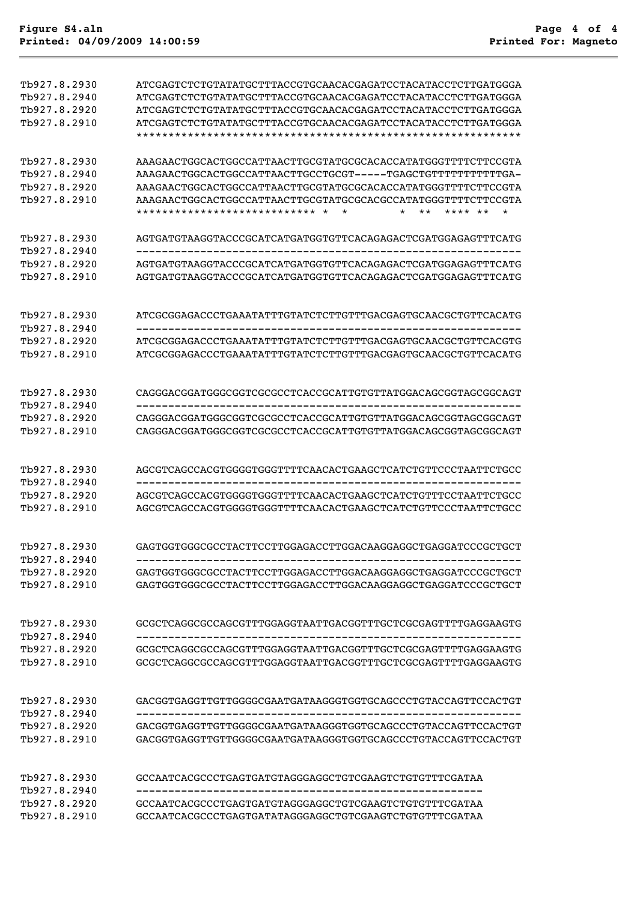```
Tb927.8.2930    ATCGAGTCTCTGTATATGCTTTACCGTGCAACACGAGATCCTACATACCTCTTGATGGGA
Tb927.8.2940    ATCGAGTCTCTGTATATGCTTTACCGTGCAACACGAGATCCTACATACCTCTTGATGGGA
Tb927.8.2920    ATCGAGTCTCTGTATATGCTTTACCGTGCAACACGAGATCCTACATACCTCTTGATGGGA
Tb927.8.2910    ATCGAGTCTCTGTATATGCTTTACCGTGCAACACGAGATCCTACATACCTCTTGATGGGA
                ************************************************************

Tb927.8.2930    AAAGAACTGGCACTGGCCATTAACTTGCGTATGCGCACACCATATGGGTTTTCTTCCGTA
Tb927.8.2940    AAAGAACTGGCACTGGCCATTAACTTGCCTGCGT-----TGAGCTGTTTTTTTTTTTGA-
Tb927.8.2920    AAAGAACTGGCACTGGCCATTAACTTGCGTATGCGCACACCATATGGGTTTTCTTCCGTA
Tb927.8.2910    AAAGAACTGGCACTGGCCATTAACTTGCGTATGCGCACGCCATATGGGTTTTCTTCCGTA
                ****************************  *  *          *  **  **** **  *

Tb927.8.2930    AGTGATGTAAGGTACCCGCATCATGATGGTGTTCACAGAGACTCGATGGAGAGTTTCATG
Tb927.8.2940    ------------------------------------------------------------
Tb927.8.2920    AGTGATGTAAGGTACCCGCATCATGATGGTGTTCACAGAGACTCGATGGAGAGTTTCATG
Tb927.8.2910    AGTGATGTAAGGTACCCGCATCATGATGGTGTTCACAGAGACTCGATGGAGAGTTTCATG


Tb927.8.2930    ATCGCGGAGACCCTGAAATATTTGTATCTCTTGTTTGACGAGTGCAACGCTGTTCACATG
Tb927.8.2940    ------------------------------------------------------------
Tb927.8.2920    ATCGCGGAGACCCTGAAATATTTGTATCTCTTGTTTGACGAGTGCAACGCTGTTCACGTG
Tb927.8.2910    ATCGCGGAGACCCTGAAATATTTGTATCTCTTGTTTGACGAGTGCAACGCTGTTCACATG


Tb927.8.2930    CAGGGACGGATGGGCGGTCGCGCCTCACCGCATTGTGTTATGGACAGCGGTAGCGGCAGT
Tb927.8.2940    ------------------------------------------------------------
Tb927.8.2920    CAGGGACGGATGGGCGGTCGCGCCTCACCGCATTGTGTTATGGACAGCGGTAGCGGCAGT
Tb927.8.2910    CAGGGACGGATGGGCGGTCGCGCCTCACCGCATTGTGTTATGGACAGCGGTAGCGGCAGT


Tb927.8.2930    AGCGTCAGCCACGTGGGGTGGGTTTTCAACACTGAAGCTCATCTGTTCCCTAATTCTGCC
Tb927.8.2940    ------------------------------------------------------------
Tb927.8.2920    AGCGTCAGCCACGTGGGGTGGGTTTTCAACACTGAAGCTCATCTGTTTCCTAATTCTGCC
Tb927.8.2910    AGCGTCAGCCACGTGGGGTGGGTTTTCAACACTGAAGCTCATCTGTTCCCTAATTCTGCC


Tb927.8.2930    GAGTGGTGGGCGCCTACTTCCTTGGAGACCTTGGACAAGGAGGCTGAGGATCCCGCTGCT
Tb927.8.2940    ------------------------------------------------------------
Tb927.8.2920    GAGTGGTGGGCGCCTACTTCCTTGGAGACCTTGGACAAGGAGGCTGAGGATCCCGCTGCT
Tb927.8.2910    GAGTGGTGGGCGCCTACTTCCTTGGAGACCTTGGACAAGGAGGCTGAGGATCCCGCTGCT


Tb927.8.2930    GCGCTCAGGCGCCAGCGTTTGGAGGTAATTGACGGTTTGCTCGCGAGTTTTGAGGAAGTG
Tb927.8.2940    ------------------------------------------------------------
Tb927.8.2920    GCGCTCAGGCGCCAGCGTTTGGAGGTAATTGACGGTTTGCTCGCGAGTTTTGAGGAAGTG
Tb927.8.2910    GCGCTCAGGCGCCAGCGTTTGGAGGTAATTGACGGTTTGCTCGCGAGTTTTGAGGAAGTG


Tb927.8.2930    GACGGTGAGGTTGTTGGGGCGAATGATAAGGGTGGTGCAGCCCTGTACCAGTTCCACTGT
Tb927.8.2940    ------------------------------------------------------------
Tb927.8.2920    GACGGTGAGGTTGTTGGGGCGAATGATAAGGGTGGTGCAGCCCTGTACCAGTTCCACTGT
Tb927.8.2910    GACGGTGAGGTTGTTGGGGCGAATGATAAGGGTGGTGCAGCCCTGTACCAGTTCCACTGT


Tb927.8.2930    GCCAATCACGCCCTGAGTGATGTAGGGAGGCTGTCGAAGTCTGTGTTTCGATAA
Tb927.8.2940    ------------------------------------------------------
Tb927.8.2920    GCCAATCACGCCCTGAGTGATGTAGGGAGGCTGTCGAAGTCTGTGTTTCGATAA
Tb927.8.2910    GCCAATCACGCCCTGAGTGATATAGGGAGGCTGTCGAAGTCTGTGTTTCGATAA
```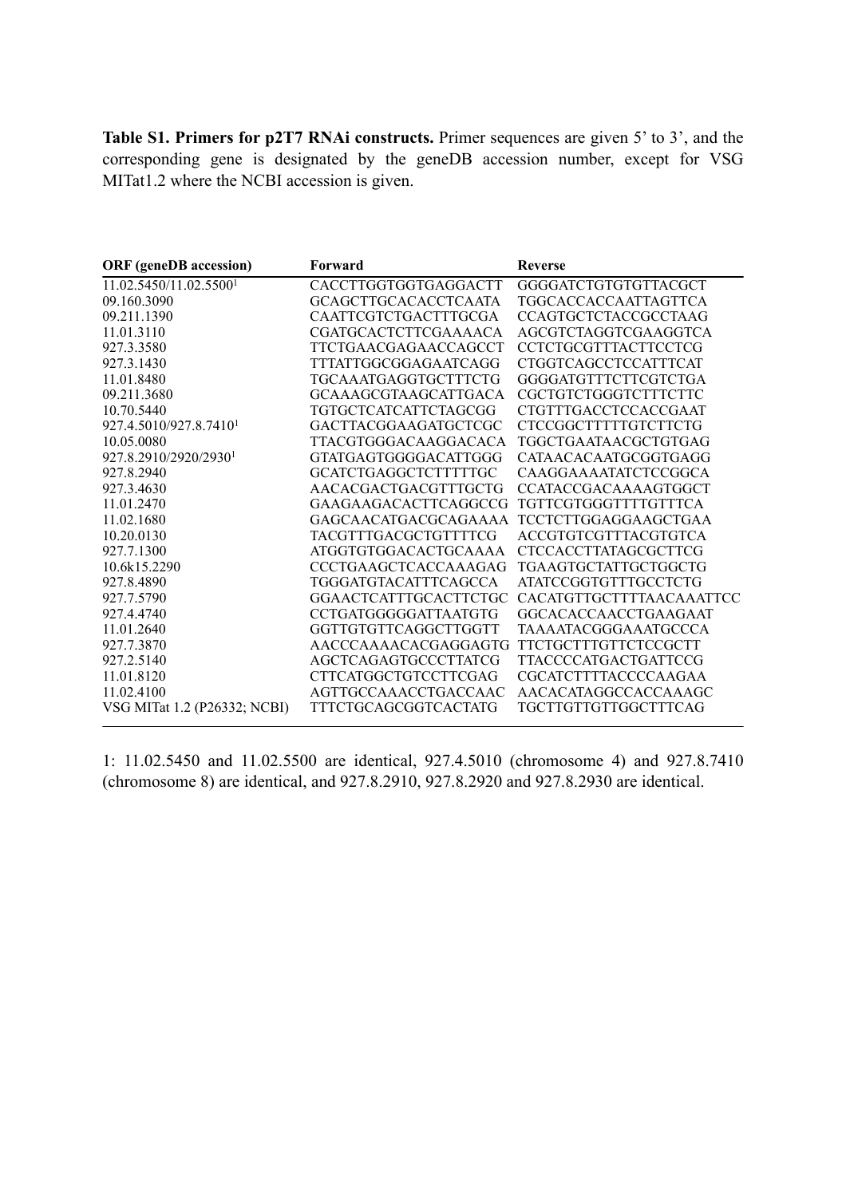**Table S1. Primers for p2T7 RNAi constructs.** Primer sequences are given 5' to 3', and the corresponding gene is designated by the geneDB accession number, except for VSG MITat1.2 where the NCBI accession is given.

| ORF (geneDB accession) | Forward | Reverse |
|---|---|---|
| 11.02.5450/11.02.5500[1] | CACCTTGGTGGTGAGGACTT | GGGGATCTGTGTGTTACGCT |
| 09.160.3090 | GCAGCTTGCACACCTCAATA | TGGCACCACCAATTAGTTCA |
| 09.211.1390 | CAATTCGTCTGACTTTGCGA | CCAGTGCTCTACCGCCTAAG |
| 11.01.3110 | CGATGCACTCTTCGAAAACA | AGCGTCTAGGTCGAAGGTCA |
| 927.3.3580 | TTCTGAACGAGAACCAGCCT | CCTCTGCGTTTACTTCCTCG |
| 927.3.1430 | TTTATTGGCGGAGAATCAGG | CTGGTCAGCCTCCATTTCAT |
| 11.01.8480 | TGCAAATGAGGTGCTTTCTG | GGGGATGTTTCTTCGTCTGA |
| 09.211.3680 | GCAAAGCGTAAGCATTGACA | CGCTGTCTGGGTCTTTCTTC |
| 10.70.5440 | TGTGCTCATCATTCTAGCGG | CTGTTTGACCTCCACCGAAT |
| 927.4.5010/927.8.7410[1] | GACTTACGGAAGATGCTCGC | CTCCGGCTTTTTGTCTTCTG |
| 10.05.0080 | TTACGTGGGACAAGGACACA | TGGCTGAATAACGCTGTGAG |
| 927.8.2910/2920/2930[1] | GTATGAGTGGGGACATTGGG | CATAACACAATGCGGTGAGG |
| 927.8.2940 | GCATCTGAGGCTCTTTTTGC | CAAGGAAAATATCTCCGGCA |
| 927.3.4630 | AACACGACTGACGTTTGCTG | CCATACCGACAAAAGTGGCT |
| 11.01.2470 | GAAGAAGACACTTCAGGCCG | TGTTCGTGGGTTTTGTTTCA |
| 11.02.1680 | GAGCAACATGACGCAGAAAA | TCCTCTTGGAGGAAGCTGAA |
| 10.20.0130 | TACGTTTGACGCTGTTTTCG | ACCGTGTCGTTTACGTGTCA |
| 927.7.1300 | ATGGTGTGGACACTGCAAAA | CTCCACCTTATAGCGCTTCG |
| 10.6k15.2290 | CCCTGAAGCTCACCAAAGAG | TGAAGTGCTATTGCTGGCTG |
| 927.8.4890 | TGGGATGTACATTTCAGCCA | ATATCCGGTGTTTGCCTCTG |
| 927.7.5790 | GGAACTCATTTGCACTTCTGC | CACATGTTGCTTTTAACAAATTCC |
| 927.4.4740 | CCTGATGGGGGATTAATGTG | GGCACACCAACCTGAAGAAT |
| 11.01.2640 | GGTTGTGTTCAGGCTTGGTT | TAAAATACGGGAAATGCCCA |
| 927.7.3870 | AACCCAAAACACGAGGAGTG | TTCTGCTTTGTTCTCCGCTT |
| 927.2.5140 | AGCTCAGAGTGCCCTTATCG | TTACCCCATGACTGATTCCG |
| 11.01.8120 | CTTCATGGCTGTCCTTCGAG | CGCATCTTTTACCCCAAGAA |
| 11.02.4100 | AGTTGCCAAACCTGACCAAC | AACACATAGGCCACCAAAGC |
| VSG MITat 1.2 (P26332; NCBI) | TTTCTGCAGCGGTCACTATG | TGCTTGTTGTTGGCTTTCAG |

1: 11.02.5450 and 11.02.5500 are identical, 927.4.5010 (chromosome 4) and 927.8.7410 (chromosome 8) are identical, and 927.8.2910, 927.8.2920 and 927.8.2930 are identical.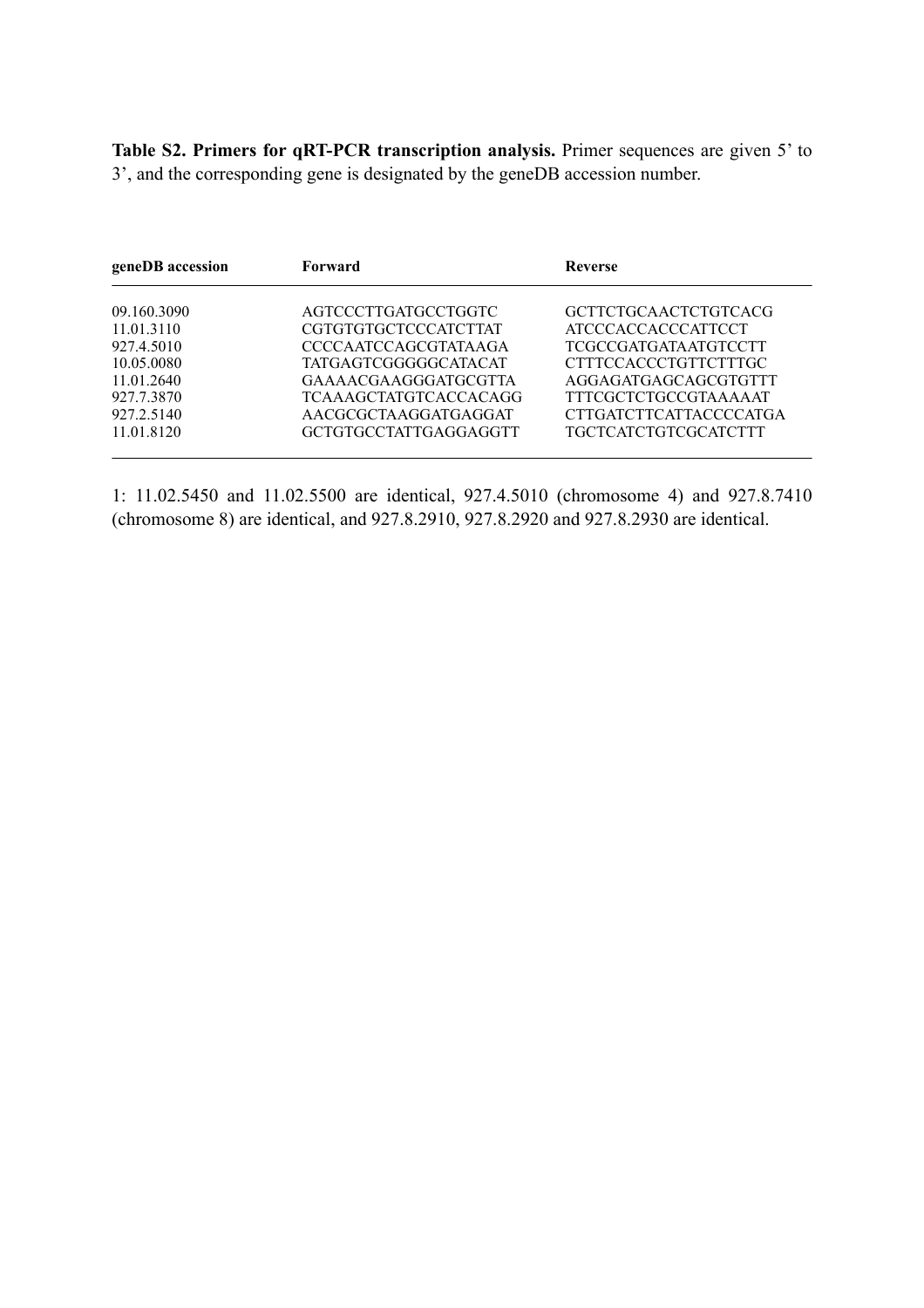**Table S2. Primers for qRT-PCR transcription analysis.** Primer sequences are given 5' to 3', and the corresponding gene is designated by the geneDB accession number.

| geneDB accession | Forward | Reverse |
|---|---|---|
| 09.160.3090 | AGTCCCTTGATGCCTGGTC | GCTTCTGCAACTCTGTCACG |
| 11.01.3110 | CGTGTGTGCTCCCATCTTAT | ATCCCACCACCCATTCCT |
| 927.4.5010 | CCCCAATCCAGCGTATAAGA | TCGCCGATGATAATGTCCTT |
| 10.05.0080 | TATGAGTCGGGGGCATACAT | CTTTCCACCCTGTTCTTTGC |
| 11.01.2640 | GAAAACGAAGGGATGCGTTA | AGGAGATGAGCAGCGTGTTT |
| 927.7.3870 | TCAAAGCTATGTCACCACAGG | TTTCGCTCTGCCGTAAAAAT |
| 927.2.5140 | AACGCGCTAAGGATGAGGAT | CTTGATCTTCATTACCCCATGA |
| 11.01.8120 | GCTGTGCCTATTGAGGAGGTT | TGCTCATCTGTCGCATCTTT |

1: 11.02.5450 and 11.02.5500 are identical, 927.4.5010 (chromosome 4) and 927.8.7410 (chromosome 8) are identical, and 927.8.2910, 927.8.2920 and 927.8.2930 are identical.